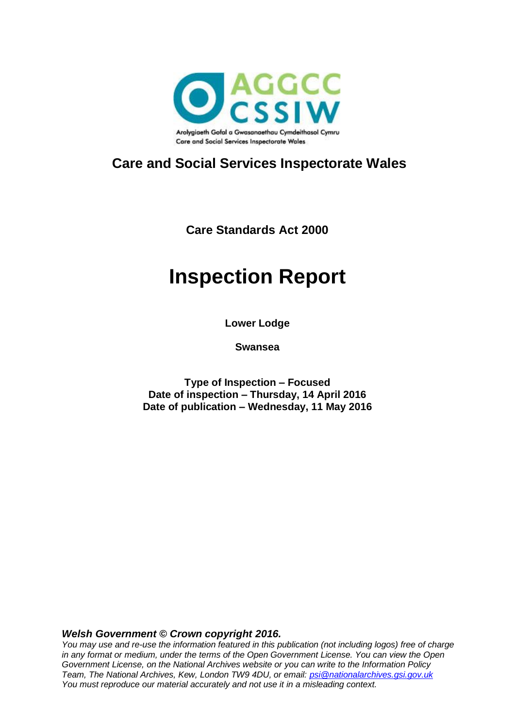Arolygiaeth Gofal a Gwasanaethau Cymdeithasol Cymru
Care and Social Services Inspectorate Wales

## Care and Social Services Inspectorate Wales

**Care Standards Act 2000**

# Inspection Report

**Lower Lodge**

**Swansea**

**Type of Inspection – Focused**
**Date of inspection – Thursday, 14 April 2016**
**Date of publication – Wednesday, 11 May 2016**

***Welsh Government © Crown copyright 2016.***
*You may use and re-use the information featured in this publication (not including logos) free of charge in any format or medium, under the terms of the Open Government License. You can view the Open Government License, on the National Archives website or you can write to the Information Policy Team, The National Archives, Kew, London TW9 4DU, or email: psi@nationalarchives.gsi.gov.uk*
*You must reproduce our material accurately and not use it in a misleading context.*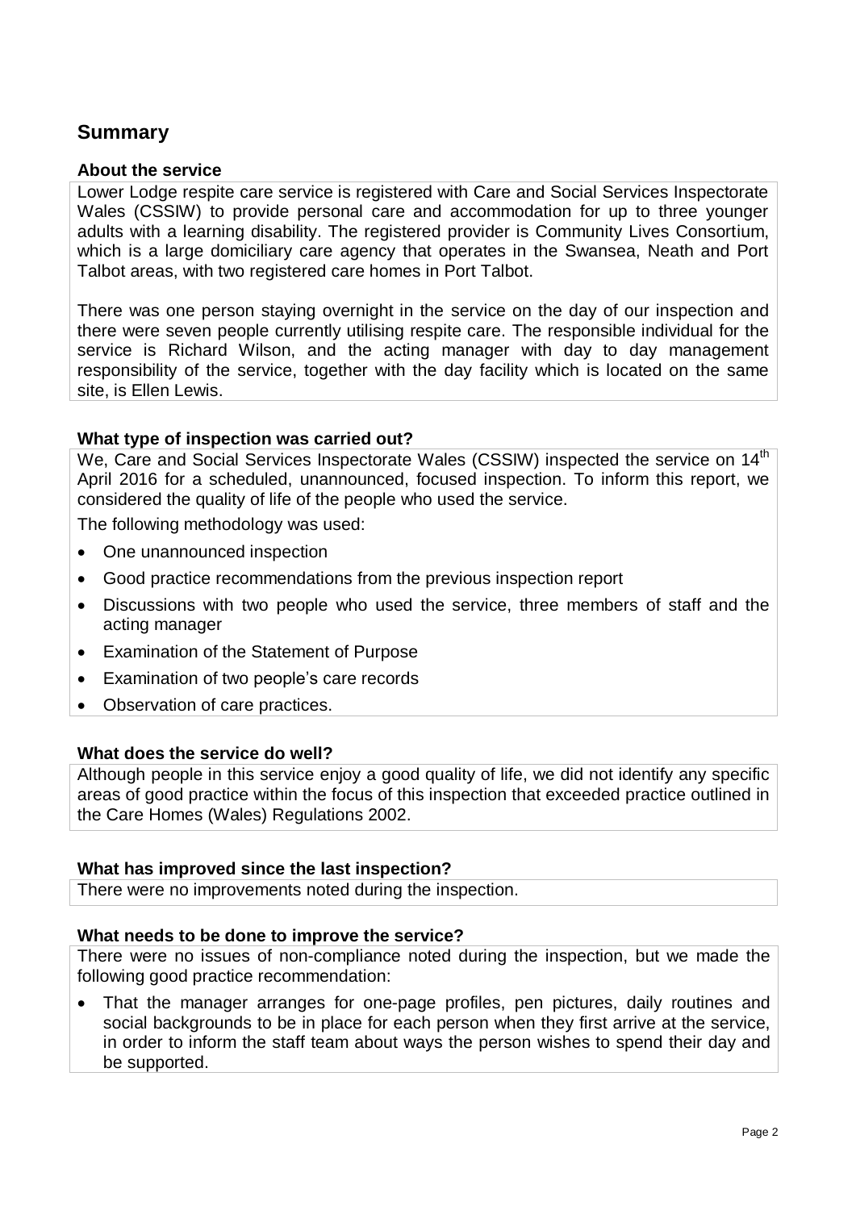## Summary

### About the service

Lower Lodge respite care service is registered with Care and Social Services Inspectorate Wales (CSSIW) to provide personal care and accommodation for up to three younger adults with a learning disability. The registered provider is Community Lives Consortium, which is a large domiciliary care agency that operates in the Swansea, Neath and Port Talbot areas, with two registered care homes in Port Talbot.

There was one person staying overnight in the service on the day of our inspection and there were seven people currently utilising respite care. The responsible individual for the service is Richard Wilson, and the acting manager with day to day management responsibility of the service, together with the day facility which is located on the same site, is Ellen Lewis.

### What type of inspection was carried out?

We, Care and Social Services Inspectorate Wales (CSSIW) inspected the service on 14th April 2016 for a scheduled, unannounced, focused inspection. To inform this report, we considered the quality of life of the people who used the service.

The following methodology was used:

- One unannounced inspection
- Good practice recommendations from the previous inspection report
- Discussions with two people who used the service, three members of staff and the acting manager
- Examination of the Statement of Purpose
- Examination of two people's care records
- Observation of care practices.

### What does the service do well?

Although people in this service enjoy a good quality of life, we did not identify any specific areas of good practice within the focus of this inspection that exceeded practice outlined in the Care Homes (Wales) Regulations 2002.

### What has improved since the last inspection?

There were no improvements noted during the inspection.

### What needs to be done to improve the service?

There were no issues of non-compliance noted during the inspection, but we made the following good practice recommendation:

- That the manager arranges for one-page profiles, pen pictures, daily routines and social backgrounds to be in place for each person when they first arrive at the service, in order to inform the staff team about ways the person wishes to spend their day and be supported.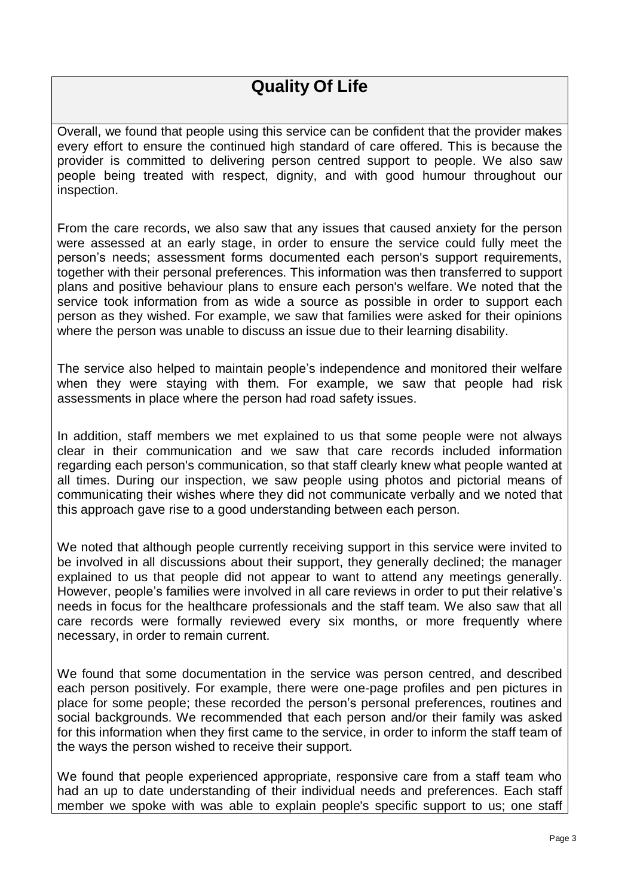# Quality Of Life

Overall, we found that people using this service can be confident that the provider makes every effort to ensure the continued high standard of care offered. This is because the provider is committed to delivering person centred support to people. We also saw people being treated with respect, dignity, and with good humour throughout our inspection.

From the care records, we also saw that any issues that caused anxiety for the person were assessed at an early stage, in order to ensure the service could fully meet the person's needs; assessment forms documented each person's support requirements, together with their personal preferences. This information was then transferred to support plans and positive behaviour plans to ensure each person's welfare. We noted that the service took information from as wide a source as possible in order to support each person as they wished. For example, we saw that families were asked for their opinions where the person was unable to discuss an issue due to their learning disability.

The service also helped to maintain people's independence and monitored their welfare when they were staying with them. For example, we saw that people had risk assessments in place where the person had road safety issues.

In addition, staff members we met explained to us that some people were not always clear in their communication and we saw that care records included information regarding each person's communication, so that staff clearly knew what people wanted at all times. During our inspection, we saw people using photos and pictorial means of communicating their wishes where they did not communicate verbally and we noted that this approach gave rise to a good understanding between each person.

We noted that although people currently receiving support in this service were invited to be involved in all discussions about their support, they generally declined; the manager explained to us that people did not appear to want to attend any meetings generally. However, people's families were involved in all care reviews in order to put their relative's needs in focus for the healthcare professionals and the staff team. We also saw that all care records were formally reviewed every six months, or more frequently where necessary, in order to remain current.

We found that some documentation in the service was person centred, and described each person positively. For example, there were one-page profiles and pen pictures in place for some people; these recorded the person's personal preferences, routines and social backgrounds. We recommended that each person and/or their family was asked for this information when they first came to the service, in order to inform the staff team of the ways the person wished to receive their support.

We found that people experienced appropriate, responsive care from a staff team who had an up to date understanding of their individual needs and preferences. Each staff member we spoke with was able to explain people's specific support to us; one staff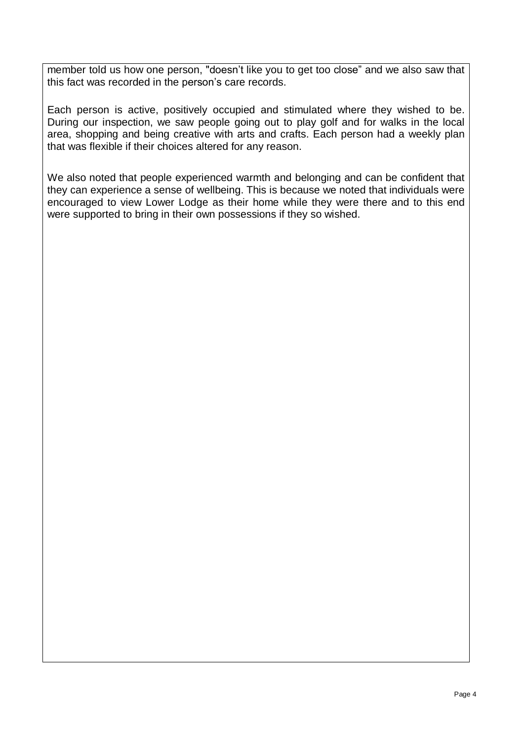member told us how one person, "doesn't like you to get too close" and we also saw that this fact was recorded in the person's care records.

Each person is active, positively occupied and stimulated where they wished to be. During our inspection, we saw people going out to play golf and for walks in the local area, shopping and being creative with arts and crafts. Each person had a weekly plan that was flexible if their choices altered for any reason.

We also noted that people experienced warmth and belonging and can be confident that they can experience a sense of wellbeing. This is because we noted that individuals were encouraged to view Lower Lodge as their home while they were there and to this end were supported to bring in their own possessions if they so wished.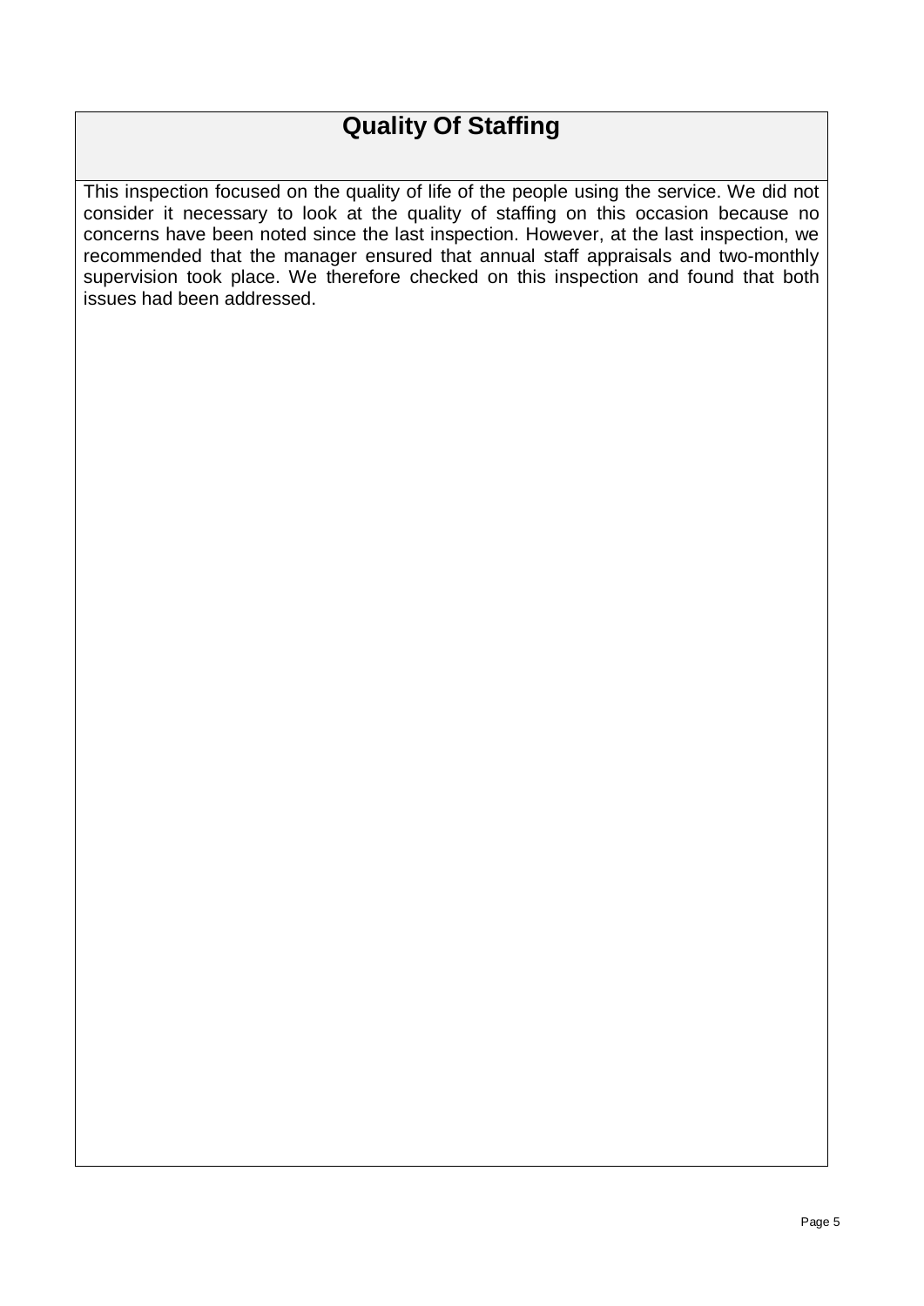# Quality Of Staffing

This inspection focused on the quality of life of the people using the service. We did not consider it necessary to look at the quality of staffing on this occasion because no concerns have been noted since the last inspection. However, at the last inspection, we recommended that the manager ensured that annual staff appraisals and two-monthly supervision took place. We therefore checked on this inspection and found that both issues had been addressed.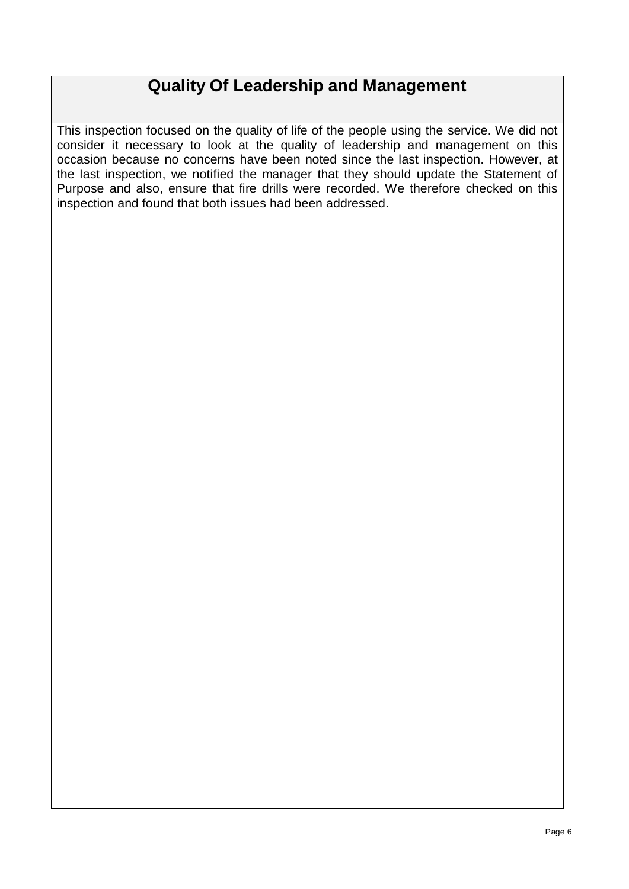## Quality Of Leadership and Management

This inspection focused on the quality of life of the people using the service. We did not consider it necessary to look at the quality of leadership and management on this occasion because no concerns have been noted since the last inspection. However, at the last inspection, we notified the manager that they should update the Statement of Purpose and also, ensure that fire drills were recorded. We therefore checked on this inspection and found that both issues had been addressed.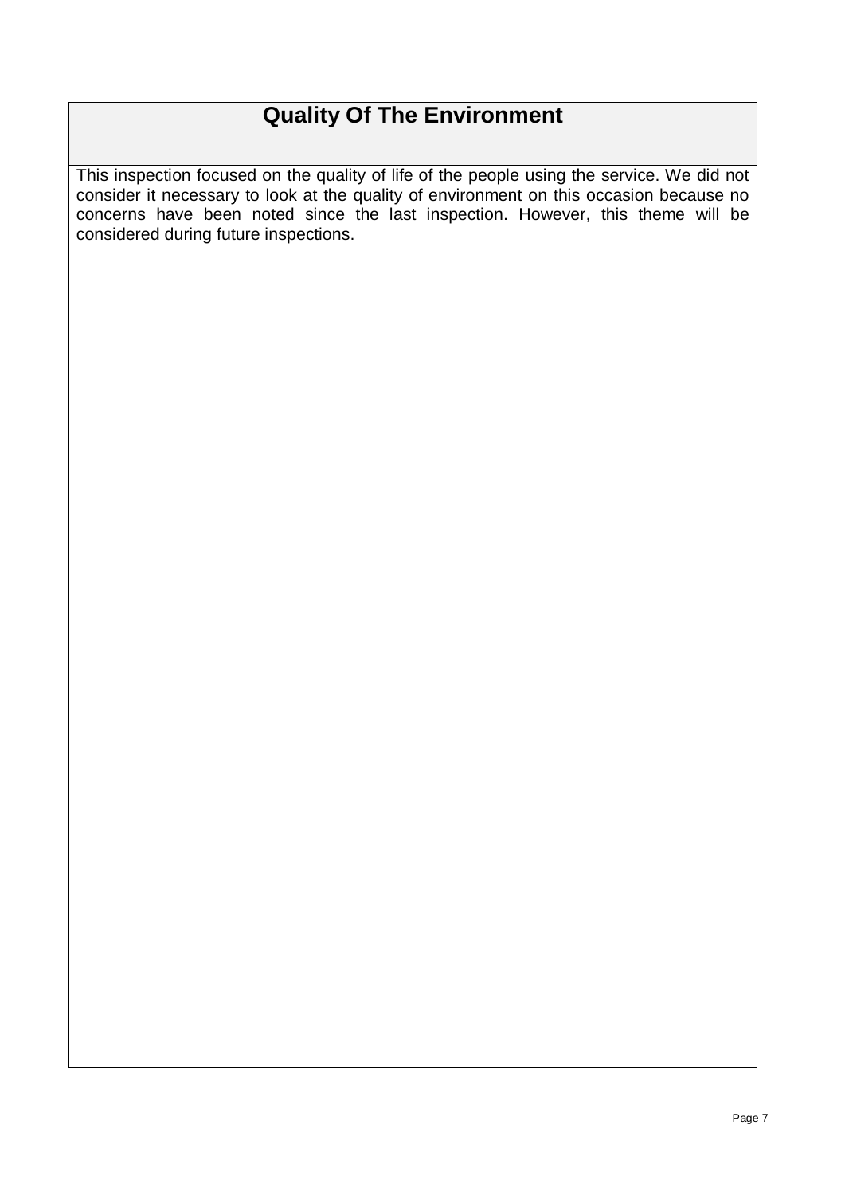# Quality Of The Environment

This inspection focused on the quality of life of the people using the service. We did not consider it necessary to look at the quality of environment on this occasion because no concerns have been noted since the last inspection. However, this theme will be considered during future inspections.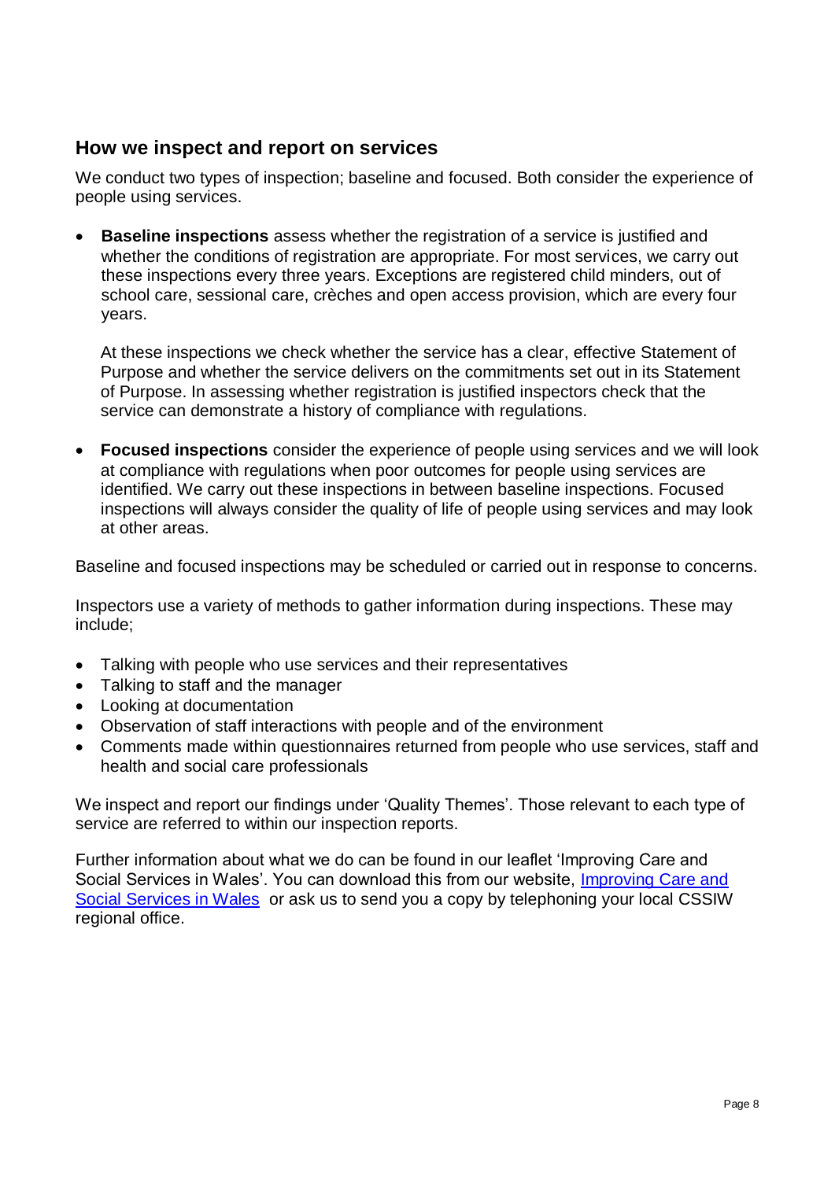## How we inspect and report on services

We conduct two types of inspection; baseline and focused. Both consider the experience of people using services.

- **Baseline inspections** assess whether the registration of a service is justified and whether the conditions of registration are appropriate. For most services, we carry out these inspections every three years. Exceptions are registered child minders, out of school care, sessional care, crèches and open access provision, which are every four years.

  At these inspections we check whether the service has a clear, effective Statement of Purpose and whether the service delivers on the commitments set out in its Statement of Purpose. In assessing whether registration is justified inspectors check that the service can demonstrate a history of compliance with regulations.

- **Focused inspections** consider the experience of people using services and we will look at compliance with regulations when poor outcomes for people using services are identified. We carry out these inspections in between baseline inspections. Focused inspections will always consider the quality of life of people using services and may look at other areas.

Baseline and focused inspections may be scheduled or carried out in response to concerns.

Inspectors use a variety of methods to gather information during inspections. These may include;

- Talking with people who use services and their representatives
- Talking to staff and the manager
- Looking at documentation
- Observation of staff interactions with people and of the environment
- Comments made within questionnaires returned from people who use services, staff and health and social care professionals

We inspect and report our findings under 'Quality Themes'. Those relevant to each type of service are referred to within our inspection reports.

Further information about what we do can be found in our leaflet 'Improving Care and Social Services in Wales'. You can download this from our website, [Improving Care and Social Services in Wales] or ask us to send you a copy by telephoning your local CSSIW regional office.